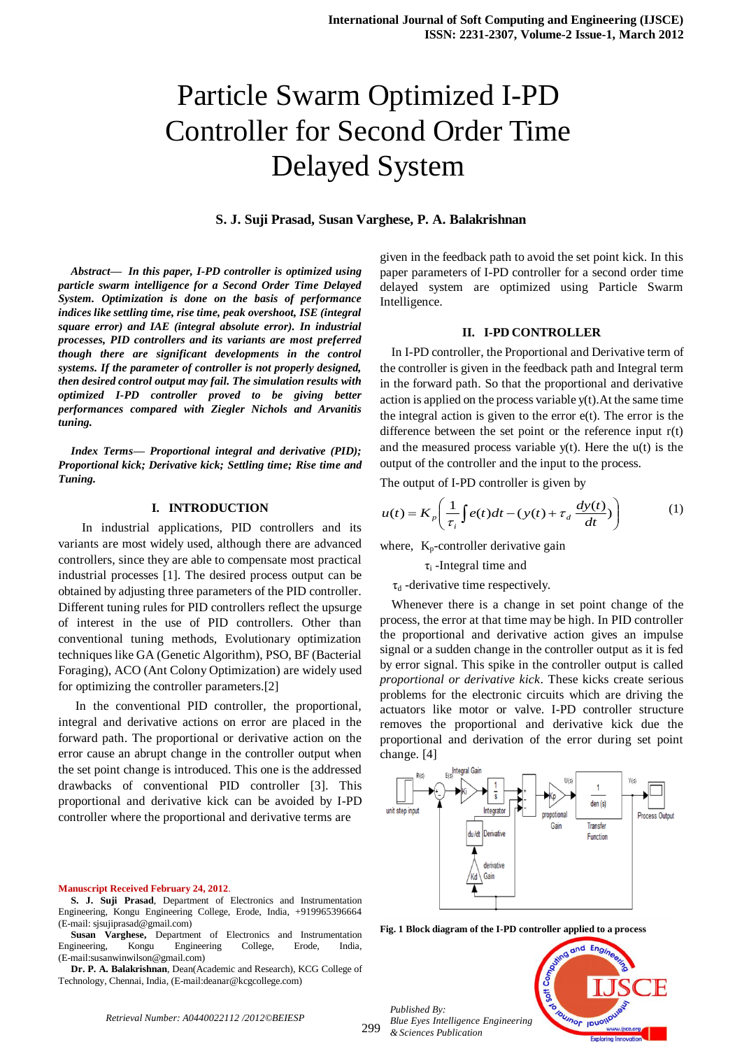# Particle Swarm Optimized I-PD Controller for Second Order Time Delayed System

**S. J. Suji Prasad, Susan Varghese, P. A. Balakrishnan**

***Abstract— In this paper, I-PD controller is optimized using particle swarm intelligence for a Second Order Time Delayed System. Optimization is done on the basis of performance indices like settling time, rise time, peak overshoot, ISE (integral square error) and IAE (integral absolute error). In industrial processes, PID controllers and its variants are most preferred though there are significant developments in the control systems. If the parameter of controller is not properly designed, then desired control output may fail. The simulation results with optimized I-PD controller proved to be giving better performances compared with Ziegler Nichols and Arvanitis tuning.***

***Index Terms— Proportional integral and derivative (PID); Proportional kick; Derivative kick; Settling time; Rise time and Tuning.***

## I. INTRODUCTION

In industrial applications, PID controllers and its variants are most widely used, although there are advanced controllers, since they are able to compensate most practical industrial processes [1]. The desired process output can be obtained by adjusting three parameters of the PID controller. Different tuning rules for PID controllers reflect the upsurge of interest in the use of PID controllers. Other than conventional tuning methods, Evolutionary optimization techniques like GA (Genetic Algorithm), PSO, BF (Bacterial Foraging), ACO (Ant Colony Optimization) are widely used for optimizing the controller parameters.[2]

In the conventional PID controller, the proportional, integral and derivative actions on error are placed in the forward path. The proportional or derivative action on the error cause an abrupt change in the controller output when the set point change is introduced. This one is the addressed drawbacks of conventional PID controller [3]. This proportional and derivative kick can be avoided by I-PD controller where the proportional and derivative terms are given in the feedback path to avoid the set point kick. In this paper parameters of I-PD controller for a second order time delayed system are optimized using Particle Swarm Intelligence.

## II. I-PD CONTROLLER

In I-PD controller, the Proportional and Derivative term of the controller is given in the feedback path and Integral term in the forward path. So that the proportional and derivative action is applied on the process variable y(t).At the same time the integral action is given to the error e(t). The error is the difference between the set point or the reference input r(t) and the measured process variable y(t). Here the u(t) is the output of the controller and the input to the process.

The output of I-PD controller is given by

$$u(t) = K_p\left(\frac{1}{\tau_i}\int e(t)dt - (y(t) + \tau_d\frac{dy(t)}{dt})\right) \tag{1}$$

where, $K_p$-controller derivative gain

$\tau_i$ -Integral time and

$\tau_d$ -derivative time respectively.

Whenever there is a change in set point change of the process, the error at that time may be high. In PID controller the proportional and derivative action gives an impulse signal or a sudden change in the controller output as it is fed by error signal. This spike in the controller output is called *proportional or derivative kick*. These kicks create serious problems for the electronic circuits which are driving the actuators like motor or valve. I-PD controller structure removes the proportional and derivative kick due the proportional and derivation of the error during set point change. [4]

**Fig. 1 Block diagram of the I-PD controller applied to a process**

**Manuscript Received February 24, 2012.**

**S. J. Suji Prasad**, Department of Electronics and Instrumentation Engineering, Kongu Engineering College, Erode, India, +919965396664 (E-mail: sjsujiprasad@gmail.com)

**Susan Varghese,** Department of Electronics and Instrumentation Engineering, Kongu Engineering College, Erode, India, (E-mail:susanwinwilson@gmail.com)

**Dr. P. A. Balakrishnan**, Dean(Academic and Research), KCG College of Technology, Chennai, India, (E-mail:deanar@kcgcollege.com)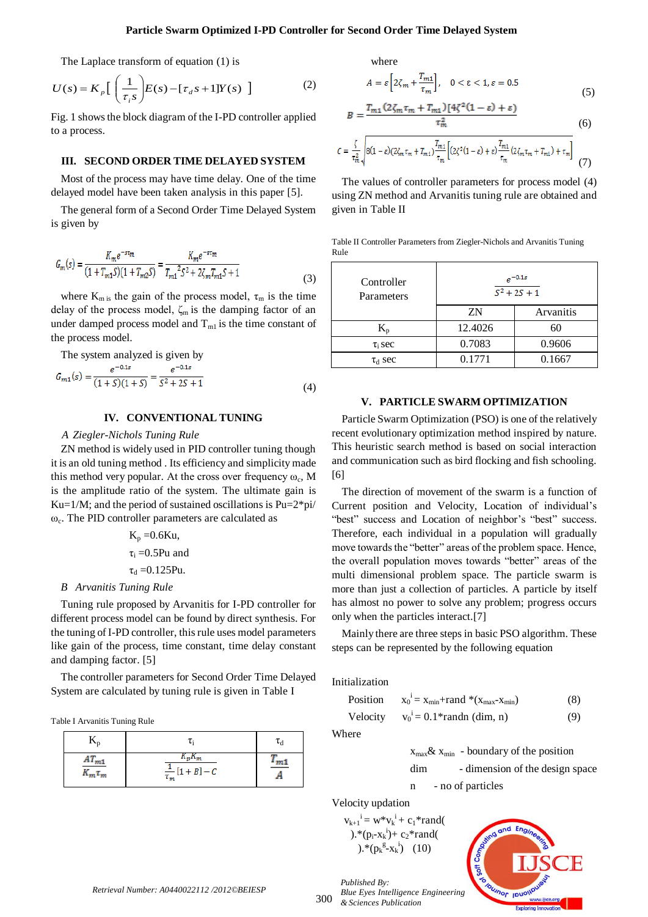The Laplace transform of equation (1) is

$$U(s) = K_p \left[ \left( \frac{1}{\tau_i s} \right) E(s) - [\tau_d s + 1] Y(s) \right] \tag{2}$$

Fig. 1 shows the block diagram of the I-PD controller applied to a process.

## III. SECOND ORDER TIME DELAYED SYSTEM

Most of the process may have time delay. One of the time delayed model have been taken analysis in this paper [5].

The general form of a Second Order Time Delayed System is given by

$$G_m(s) = \frac{K_m e^{-s\tau_m}}{(1+T_{m1}S)(1+T_{m2}S)} = \frac{K_m e^{-s\tau_m}}{T_{m1}{}^2 S^2 + 2\zeta_m T_{m1} S + 1} \tag{3}$$

where $K_m$ is the gain of the process model, $\tau_m$ is the time delay of the process model, $\zeta_m$ is the damping factor of an under damped process model and $T_{m1}$ is the time constant of the process model.

The system analyzed is given by

$$G_{m1}(s) = \frac{e^{-0.1s}}{(1+S)(1+S)} = \frac{e^{-0.1s}}{S^2 + 2S + 1} \tag{4}$$

## IV. CONVENTIONAL TUNING

### *A Ziegler-Nichols Tuning Rule*

ZN method is widely used in PID controller tuning though it is an old tuning method . Its efficiency and simplicity made this method very popular. At the cross over frequency $\omega_c$, M is the amplitude ratio of the system. The ultimate gain is Ku=1/M; and the period of sustained oscillations is Pu=2*pi/ $\omega_c$. The PID controller parameters are calculated as

$K_p$ =0.6Ku,

$\tau_i$ =0.5Pu and

$\tau_d$ =0.125Pu.

### *B Arvanitis Tuning Rule*

Tuning rule proposed by Arvanitis for I-PD controller for different process model can be found by direct synthesis. For the tuning of I-PD controller, this rule uses model parameters like gain of the process, time constant, time delay constant and damping factor. [5]

The controller parameters for Second Order Time Delayed System are calculated by tuning rule is given in Table I

Table I Arvanitis Tuning Rule

| $K_p$ | $\tau_i$ | $\tau_d$ |
|---|---|---|
| $\frac{AT_{m1}}{K_m \tau_m}$ | $\frac{K_p K_m}{\frac{1}{\tau_m}[1+B] - C}$ | $\frac{T_{m1}}{A}$ |

where

$$A = \varepsilon \left[ 2\zeta_m + \frac{T_{m1}}{\tau_m} \right], \quad 0 < \varepsilon < 1, \varepsilon = 0.5 \tag{5}$$

$$B = \frac{T_{m1}(2\zeta_m \tau_m + T_{m1})[4\zeta^2(1-\varepsilon) + \varepsilon)}{\tau_m^2} \tag{6}$$

$$C = \frac{\zeta}{\tau_m^2} \sqrt{8(1-\varepsilon)(2\zeta_m \tau_m + T_{m1}) \frac{T_{m1}}{\tau_m} \left[ (2\zeta^2(1-\varepsilon) + \varepsilon) \frac{T_{m1}}{\tau_m} (2\zeta_m \tau_m + T_{m1}) + \tau_m \right]} \tag{7}$$

The values of controller parameters for process model (4) using ZN method and Arvanitis tuning rule are obtained and given in Table II

Table II Controller Parameters from Ziegler-Nichols and Arvanitis Tuning Rule

| Controller Parameters | $\frac{e^{-0.1s}}{S^2+2S+1}$ | |
|---|---|---|
| | ZN | Arvanitis |
| $K_p$ | 12.4026 | 60 |
| $\tau_i$ sec | 0.7083 | 0.9606 |
| $\tau_d$ sec | 0.1771 | 0.1667 |

## V. PARTICLE SWARM OPTIMIZATION

Particle Swarm Optimization (PSO) is one of the relatively recent evolutionary optimization method inspired by nature. This heuristic search method is based on social interaction and communication such as bird flocking and fish schooling. [6]

The direction of movement of the swarm is a function of Current position and Velocity, Location of individual's "best" success and Location of neighbor's "best" success. Therefore, each individual in a population will gradually move towards the "better" areas of the problem space. Hence, the overall population moves towards "better" areas of the multi dimensional problem space. The particle swarm is more than just a collection of particles. A particle by itself has almost no power to solve any problem; progress occurs only when the particles interact.[7]

Mainly there are three steps in basic PSO algorithm. These steps can be represented by the following equation

Initialization

Position $\quad x_0^i = x_{min}$+rand *$(x_{max}-x_{min})$ (8)

Velocity $\quad v_0^i$ = 0.1*randn (dim, n) (9)

Where

$x_{max}$& $x_{min}$ - boundary of the position

dim - dimension of the design space

n - no of particles

Velocity updation

$v_{k+1}^i$ = w*$v_k^i$ + $c_1$*rand( ).*$(p_i-x_k^i)$+ $c_2$*rand( ).*$(p_k^g-x_k^i)$ (10)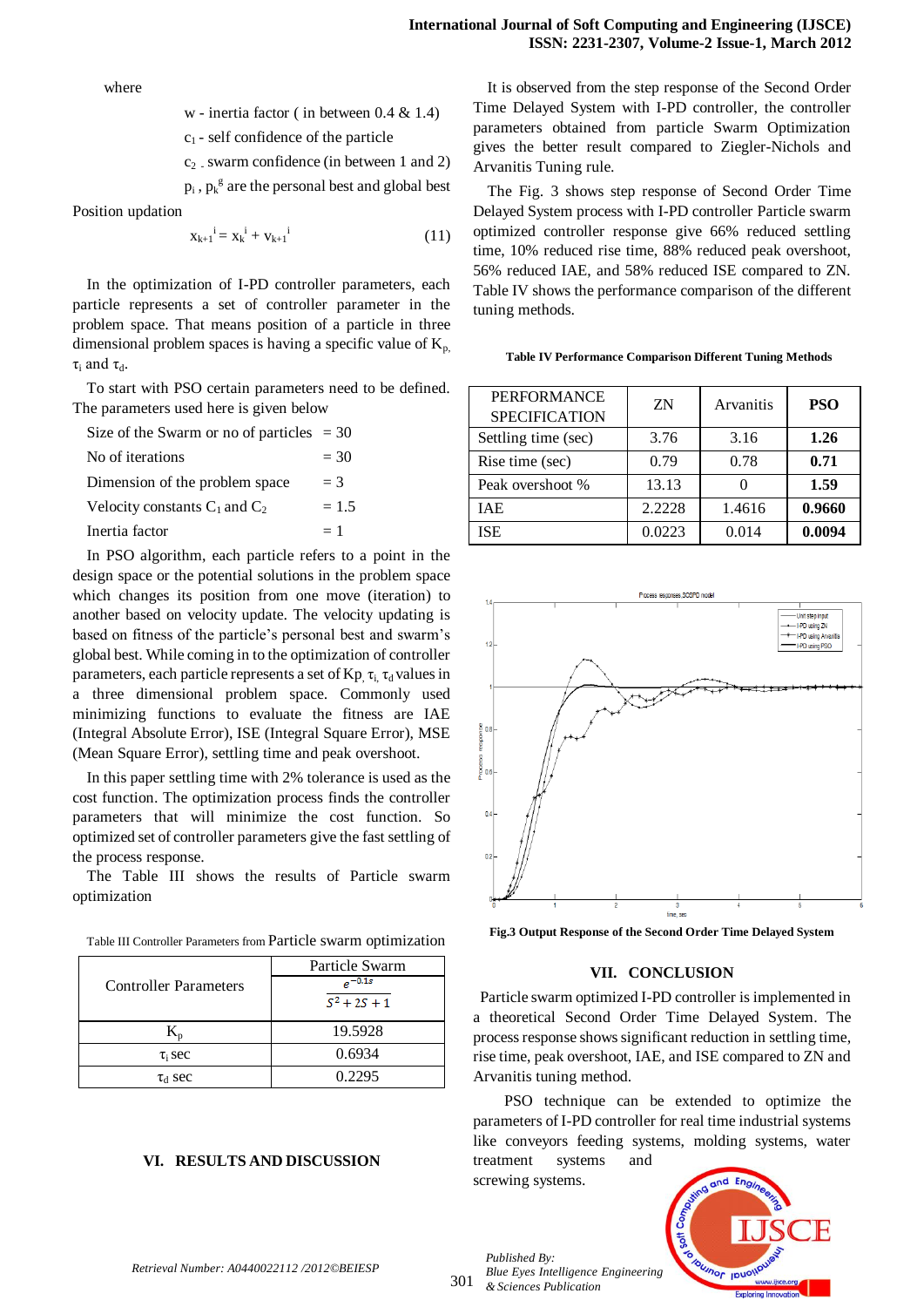where

w - inertia factor ( in between 0.4 & 1.4)

$c_1$ - self confidence of the particle

$c_2$ - swarm confidence (in between 1 and 2)

$p_i$ , $p_k^g$ are the personal best and global best

Position updation

$$x_{k+1}^i = x_k^i + v_{k+1}^i \qquad (11)$$

In the optimization of I-PD controller parameters, each particle represents a set of controller parameter in the problem space. That means position of a particle in three dimensional problem spaces is having a specific value of $K_p$, $\tau_i$ and $\tau_d$.

To start with PSO certain parameters need to be defined. The parameters used here is given below

Size of the Swarm or no of particles = 30
No of iterations = 30
Dimension of the problem space = 3
Velocity constants $C_1$ and $C_2$ = 1.5
Inertia factor = 1

In PSO algorithm, each particle refers to a point in the design space or the potential solutions in the problem space which changes its position from one move (iteration) to another based on velocity update. The velocity updating is based on fitness of the particle's personal best and swarm's global best. While coming in to the optimization of controller parameters, each particle represents a set of $K_p$, $\tau_i$, $\tau_d$ values in a three dimensional problem space. Commonly used minimizing functions to evaluate the fitness are IAE (Integral Absolute Error), ISE (Integral Square Error), MSE (Mean Square Error), settling time and peak overshoot.

In this paper settling time with 2% tolerance is used as the cost function. The optimization process finds the controller parameters that will minimize the cost function. So optimized set of controller parameters give the fast settling of the process response.

The Table III shows the results of Particle swarm optimization

Table III Controller Parameters from Particle swarm optimization

| Controller Parameters | Particle Swarm $\frac{e^{-0.1s}}{S^2+2S+1}$ |
|---|---|
| $K_p$ | 19.5928 |
| $\tau_i$ sec | 0.6934 |
| $\tau_d$ sec | 0.2295 |

## VI. RESULTS AND DISCUSSION

It is observed from the step response of the Second Order Time Delayed System with I-PD controller, the controller parameters obtained from particle Swarm Optimization gives the better result compared to Ziegler-Nichols and Arvanitis Tuning rule.

The Fig. 3 shows step response of Second Order Time Delayed System process with I-PD controller Particle swarm optimized controller response give 66% reduced settling time, 10% reduced rise time, 88% reduced peak overshoot, 56% reduced IAE, and 58% reduced ISE compared to ZN. Table IV shows the performance comparison of the different tuning methods.

**Table IV Performance Comparison Different Tuning Methods**

| PERFORMANCE SPECIFICATION | ZN | Arvanitis | PSO |
|---|---|---|---|
| Settling time (sec) | 3.76 | 3.16 | **1.26** |
| Rise time (sec) | 0.79 | 0.78 | **0.71** |
| Peak overshoot % | 13.13 | 0 | **1.59** |
| IAE | 2.2228 | 1.4616 | **0.9660** |
| ISE | 0.0223 | 0.014 | **0.0094** |

**Fig.3 Output Response of the Second Order Time Delayed System**

## VII. CONCLUSION

Particle swarm optimized I-PD controller is implemented in a theoretical Second Order Time Delayed System. The process response shows significant reduction in settling time, rise time, peak overshoot, IAE, and ISE compared to ZN and Arvanitis tuning method.

PSO technique can be extended to optimize the parameters of I-PD controller for real time industrial systems like conveyors feeding systems, molding systems, water treatment systems and screwing systems.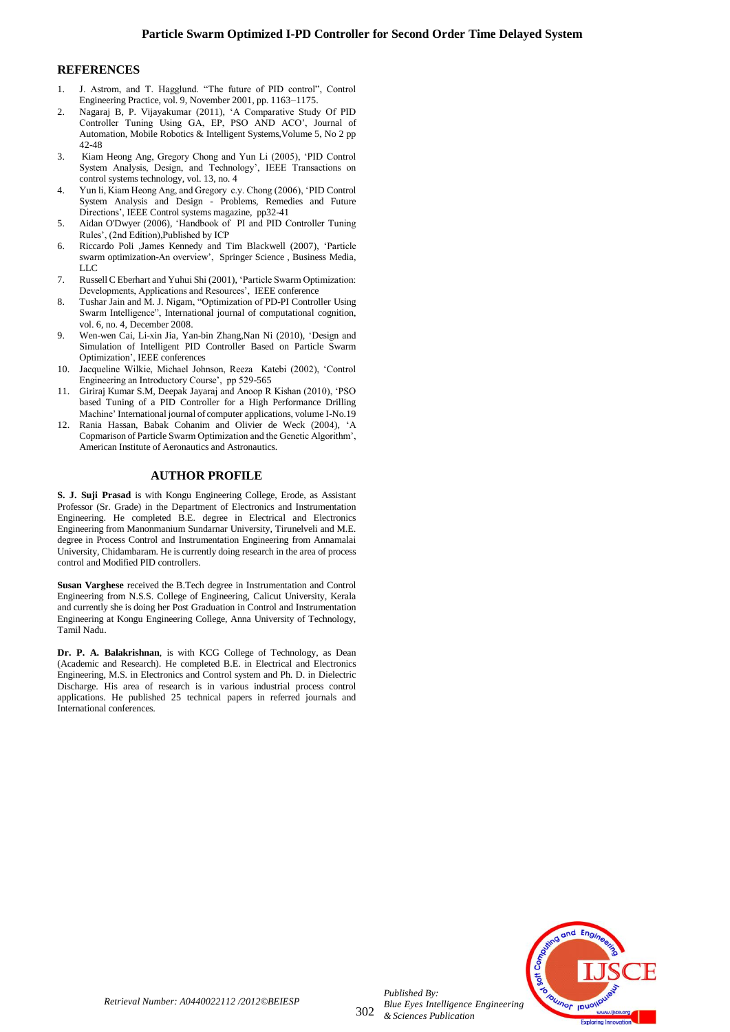## REFERENCES

1. J. Astrom, and T. Hagglund. "The future of PID control", Control Engineering Practice, vol. 9, November 2001, pp. 1163–1175.
2. Nagaraj B, P. Vijayakumar (2011), 'A Comparative Study Of PID Controller Tuning Using GA, EP, PSO AND ACO', Journal of Automation, Mobile Robotics & Intelligent Systems,Volume 5, No 2 pp 42-48
3. Kiam Heong Ang, Gregory Chong and Yun Li (2005), 'PID Control System Analysis, Design, and Technology', IEEE Transactions on control systems technology, vol. 13, no. 4
4. Yun li, Kiam Heong Ang, and Gregory c.y. Chong (2006), 'PID Control System Analysis and Design - Problems, Remedies and Future Directions', IEEE Control systems magazine, pp32-41
5. Aidan O'Dwyer (2006), 'Handbook of PI and PID Controller Tuning Rules', (2nd Edition),Published by ICP
6. Riccardo Poli ,James Kennedy and Tim Blackwell (2007), 'Particle swarm optimization-An overview', Springer Science , Business Media, LLC
7. Russell C Eberhart and Yuhui Shi (2001), 'Particle Swarm Optimization: Developments, Applications and Resources', IEEE conference
8. Tushar Jain and M. J. Nigam, "Optimization of PD-PI Controller Using Swarm Intelligence", International journal of computational cognition, vol. 6, no. 4, December 2008.
9. Wen-wen Cai, Li-xin Jia, Yan-bin Zhang,Nan Ni (2010), 'Design and Simulation of Intelligent PID Controller Based on Particle Swarm Optimization', IEEE conferences
10. Jacqueline Wilkie, Michael Johnson, Reeza Katebi (2002), 'Control Engineering an Introductory Course', pp 529-565
11. Giriraj Kumar S.M, Deepak Jayaraj and Anoop R Kishan (2010), 'PSO based Tuning of a PID Controller for a High Performance Drilling Machine' International journal of computer applications, volume I-No.19
12. Rania Hassan, Babak Cohanim and Olivier de Weck (2004), 'A Copmarison of Particle Swarm Optimization and the Genetic Algorithm', American Institute of Aeronautics and Astronautics.

## AUTHOR PROFILE

**S. J. Suji Prasad** is with Kongu Engineering College, Erode, as Assistant Professor (Sr. Grade) in the Department of Electronics and Instrumentation Engineering. He completed B.E. degree in Electrical and Electronics Engineering from Manonmanium Sundarnar University, Tirunelveli and M.E. degree in Process Control and Instrumentation Engineering from Annamalai University, Chidambaram. He is currently doing research in the area of process control and Modified PID controllers.

**Susan Varghese** received the B.Tech degree in Instrumentation and Control Engineering from N.S.S. College of Engineering, Calicut University, Kerala and currently she is doing her Post Graduation in Control and Instrumentation Engineering at Kongu Engineering College, Anna University of Technology, Tamil Nadu.

**Dr. P. A. Balakrishnan**, is with KCG College of Technology, as Dean (Academic and Research). He completed B.E. in Electrical and Electronics Engineering, M.S. in Electronics and Control system and Ph. D. in Dielectric Discharge. His area of research is in various industrial process control applications. He published 25 technical papers in referred journals and International conferences.